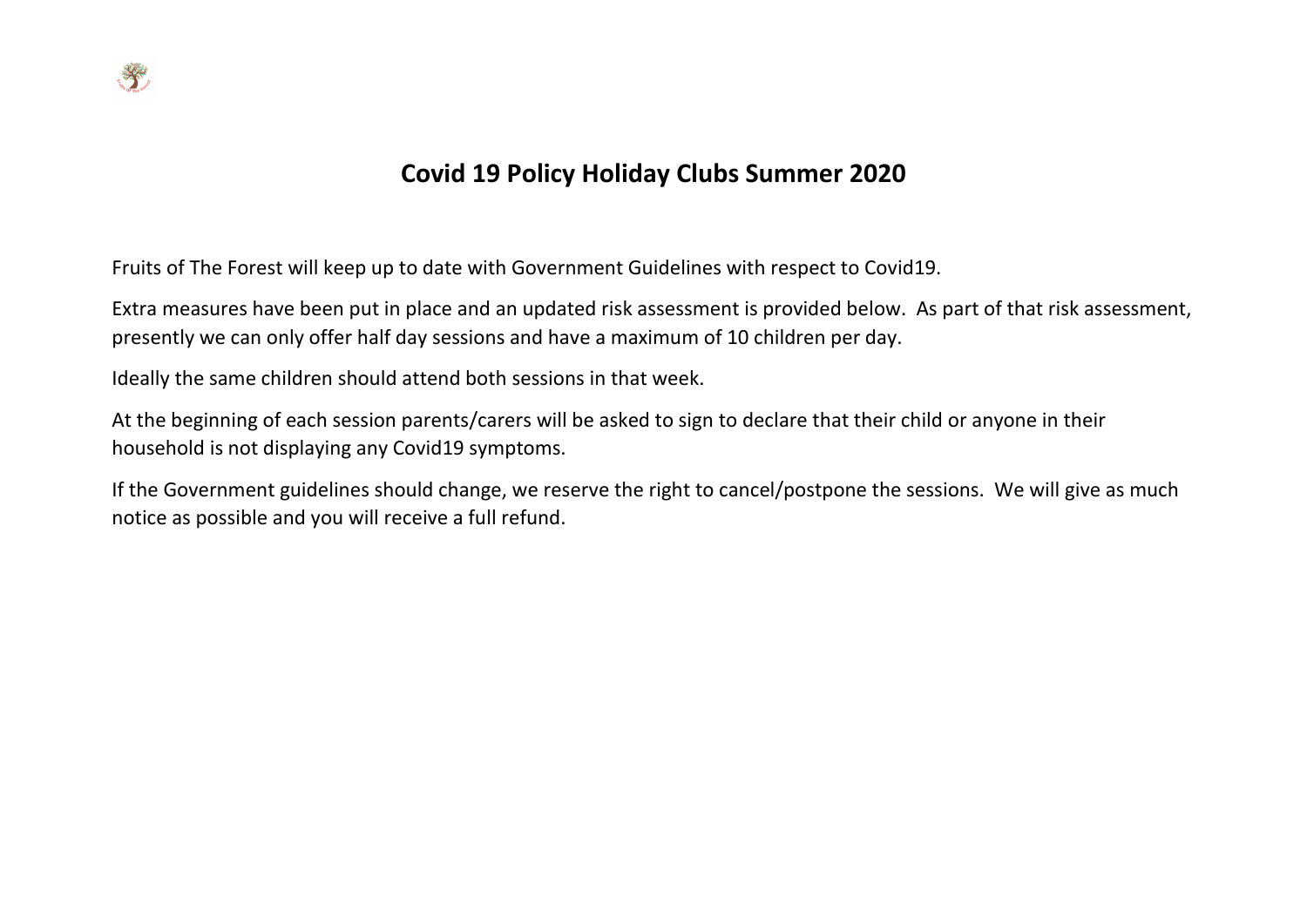# Covid 19 Policy Holiday Clubs Summer 2020

Fruits of The Forest will keep up to date with Government Guidelines with respect to Covid19.

Extra measures have been put in place and an updated risk assessment is provided below. As part of that risk assessment, presently we can only offer half day sessions and have a maximum of 10 children per day.

Ideally the same children should attend both sessions in that week.

At the beginning of each session parents/carers will be asked to sign to declare that their child or anyone in their household is not displaying any Covid19 symptoms.

If the Government guidelines should change, we reserve the right to cancel/postpone the sessions. We will give as much notice as possible and you will receive a full refund.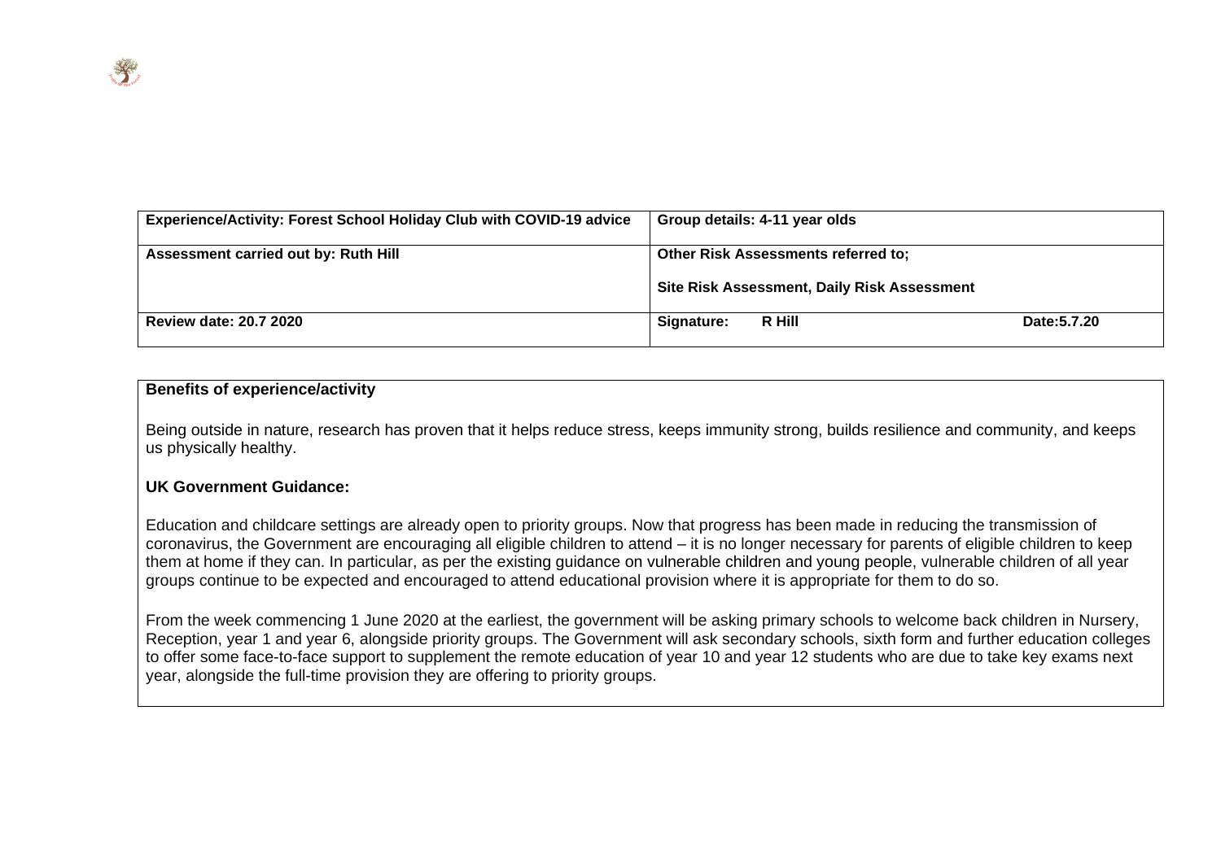| Experience/Activity: Forest School Holiday Club with COVID-19 advice | Group details: 4-11 year olds | |
|---|---|---|
| **Assessment carried out by: Ruth Hill** | **Other Risk Assessments referred to;**<br><br>**Site Risk Assessment, Daily Risk Assessment** | |
| **Review date: 20.7 2020** | **Signature: R Hill** | **Date:5.7.20** |

**Benefits of experience/activity**

Being outside in nature, research has proven that it helps reduce stress, keeps immunity strong, builds resilience and community, and keeps us physically healthy.

**UK Government Guidance:**

Education and childcare settings are already open to priority groups. Now that progress has been made in reducing the transmission of coronavirus, the Government are encouraging all eligible children to attend – it is no longer necessary for parents of eligible children to keep them at home if they can. In particular, as per the existing guidance on vulnerable children and young people, vulnerable children of all year groups continue to be expected and encouraged to attend educational provision where it is appropriate for them to do so.

From the week commencing 1 June 2020 at the earliest, the government will be asking primary schools to welcome back children in Nursery, Reception, year 1 and year 6, alongside priority groups. The Government will ask secondary schools, sixth form and further education colleges to offer some face-to-face support to supplement the remote education of year 10 and year 12 students who are due to take key exams next year, alongside the full-time provision they are offering to priority groups.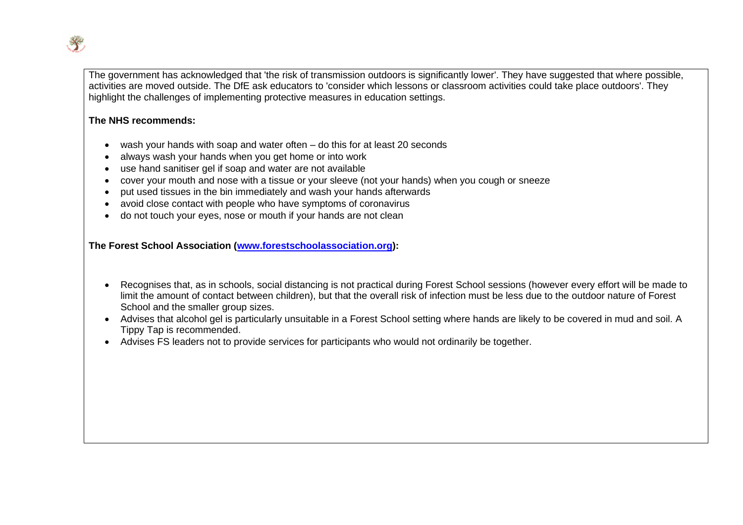The government has acknowledged that 'the risk of transmission outdoors is significantly lower'. They have suggested that where possible, activities are moved outside. The DfE ask educators to 'consider which lessons or classroom activities could take place outdoors'. They highlight the challenges of implementing protective measures in education settings.

**The NHS recommends:**

- wash your hands with soap and water often – do this for at least 20 seconds
- always wash your hands when you get home or into work
- use hand sanitiser gel if soap and water are not available
- cover your mouth and nose with a tissue or your sleeve (not your hands) when you cough or sneeze
- put used tissues in the bin immediately and wash your hands afterwards
- avoid close contact with people who have symptoms of coronavirus
- do not touch your eyes, nose or mouth if your hands are not clean

**The Forest School Association ([www.forestschoolassociation.org](http://www.forestschoolassociation.org)):**

- Recognises that, as in schools, social distancing is not practical during Forest School sessions (however every effort will be made to limit the amount of contact between children), but that the overall risk of infection must be less due to the outdoor nature of Forest School and the smaller group sizes.
- Advises that alcohol gel is particularly unsuitable in a Forest School setting where hands are likely to be covered in mud and soil. A Tippy Tap is recommended.
- Advises FS leaders not to provide services for participants who would not ordinarily be together.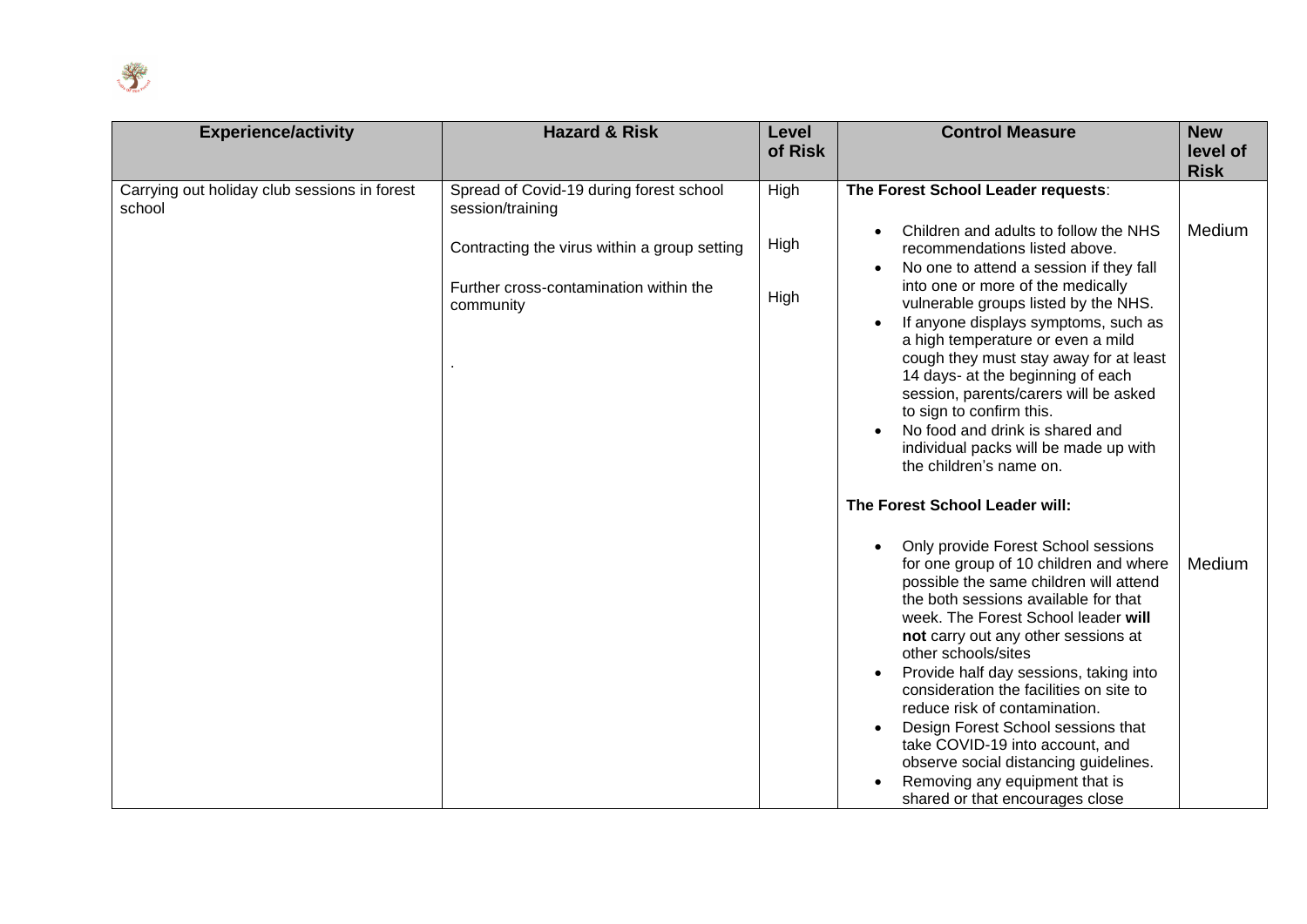| Experience/activity | Hazard & Risk | Level of Risk | Control Measure | New level of Risk |
|---|---|---|---|---|
| Carrying out holiday club sessions in forest school | Spread of Covid-19 during forest school session/training<br><br>Contracting the virus within a group setting<br><br>Further cross-contamination within the community<br><br>. | High<br><br>High<br><br>High | **The Forest School Leader requests**:<br><br>• Children and adults to follow the NHS recommendations listed above.<br>• No one to attend a session if they fall into one or more of the medically vulnerable groups listed by the NHS.<br>• If anyone displays symptoms, such as a high temperature or even a mild cough they must stay away for at least 14 days- at the beginning of each session, parents/carers will be asked to sign to confirm this.<br>• No food and drink is shared and individual packs will be made up with the children's name on.<br><br>**The Forest School Leader will:**<br><br>• Only provide Forest School sessions for one group of 10 children and where possible the same children will attend the both sessions available for that week. The Forest School leader **will not** carry out any other sessions at other schools/sites<br>• Provide half day sessions, taking into consideration the facilities on site to reduce risk of contamination.<br>• Design Forest School sessions that take COVID-19 into account, and observe social distancing guidelines.<br>• Removing any equipment that is shared or that encourages close | Medium<br><br>Medium |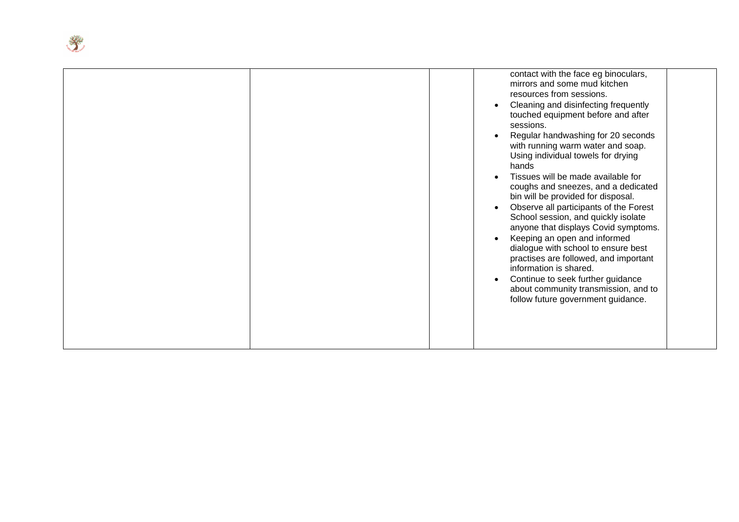| | | | | |
|---|---|---|---|---|
| | | | contact with the face eg binoculars, mirrors and some mud kitchen resources from sessions.<br>• Cleaning and disinfecting frequently touched equipment before and after sessions.<br>• Regular handwashing for 20 seconds with running warm water and soap. Using individual towels for drying hands<br>• Tissues will be made available for coughs and sneezes, and a dedicated bin will be provided for disposal.<br>• Observe all participants of the Forest School session, and quickly isolate anyone that displays Covid symptoms.<br>• Keeping an open and informed dialogue with school to ensure best practises are followed, and important information is shared.<br>• Continue to seek further guidance about community transmission, and to follow future government guidance. | |